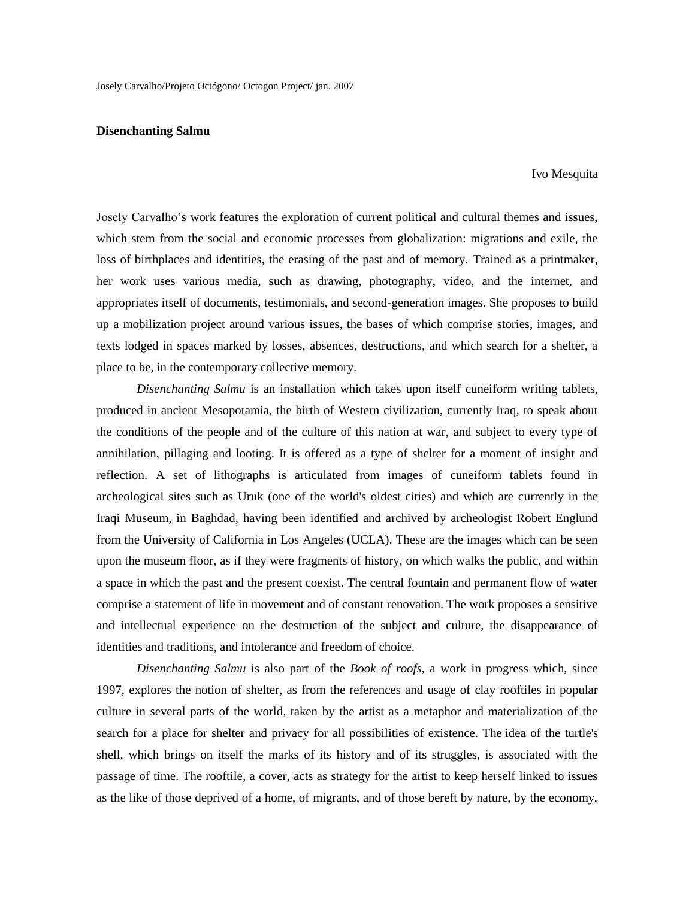Josely Carvalho/Projeto Octógono/ Octogon Project/ jan. 2007

**Disenchanting Salmu**

Ivo Mesquita

Josely Carvalho's work features the exploration of current political and cultural themes and issues, which stem from the social and economic processes from globalization: migrations and exile, the loss of birthplaces and identities, the erasing of the past and of memory. Trained as a printmaker, her work uses various media, such as drawing, photography, video, and the internet, and appropriates itself of documents, testimonials, and second-generation images. She proposes to build up a mobilization project around various issues, the bases of which comprise stories, images, and texts lodged in spaces marked by losses, absences, destructions, and which search for a shelter, a place to be, in the contemporary collective memory.

*Disenchanting Salmu* is an installation which takes upon itself cuneiform writing tablets, produced in ancient Mesopotamia, the birth of Western civilization, currently Iraq, to speak about the conditions of the people and of the culture of this nation at war, and subject to every type of annihilation, pillaging and looting. It is offered as a type of shelter for a moment of insight and reflection. A set of lithographs is articulated from images of cuneiform tablets found in archeological sites such as Uruk (one of the world's oldest cities) and which are currently in the Iraqi Museum, in Baghdad, having been identified and archived by archeologist Robert Englund from the University of California in Los Angeles (UCLA). These are the images which can be seen upon the museum floor, as if they were fragments of history, on which walks the public, and within a space in which the past and the present coexist. The central fountain and permanent flow of water comprise a statement of life in movement and of constant renovation. The work proposes a sensitive and intellectual experience on the destruction of the subject and culture, the disappearance of identities and traditions, and intolerance and freedom of choice.

*Disenchanting Salmu* is also part of the *Book of roofs*, a work in progress which, since 1997, explores the notion of shelter, as from the references and usage of clay rooftiles in popular culture in several parts of the world, taken by the artist as a metaphor and materialization of the search for a place for shelter and privacy for all possibilities of existence. The idea of the turtle's shell, which brings on itself the marks of its history and of its struggles, is associated with the passage of time. The rooftile, a cover, acts as strategy for the artist to keep herself linked to issues as the like of those deprived of a home, of migrants, and of those bereft by nature, by the economy,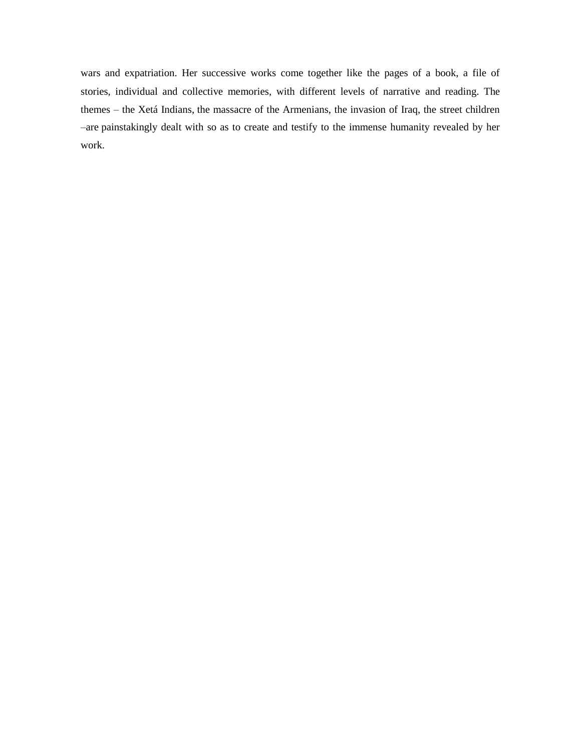wars and expatriation. Her successive works come together like the pages of a book, a file of stories, individual and collective memories, with different levels of narrative and reading. The themes – the Xetá Indians, the massacre of the Armenians, the invasion of Iraq, the street children –are painstakingly dealt with so as to create and testify to the immense humanity revealed by her work.